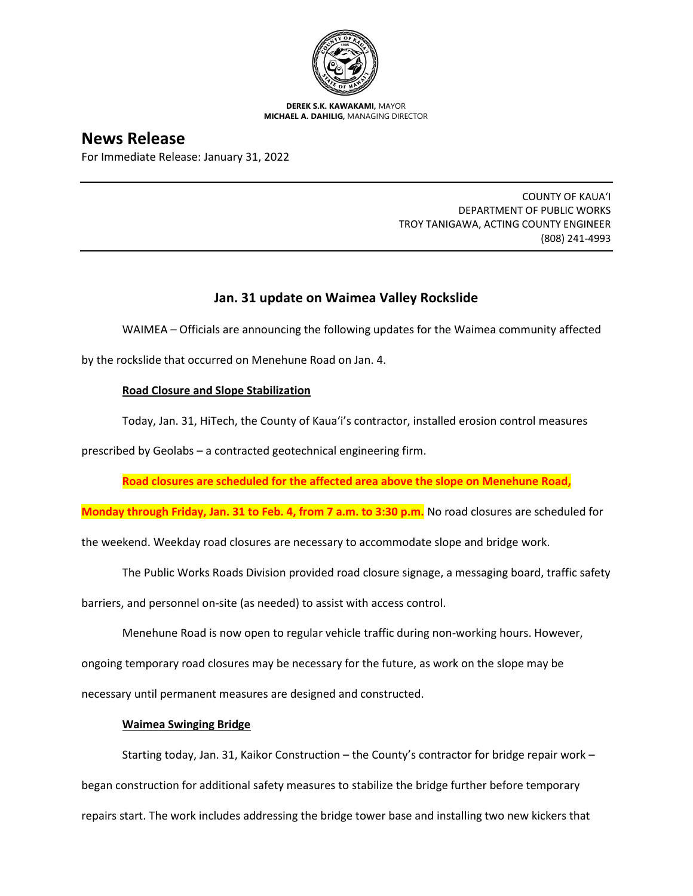**DEREK S.K. KAWAKAMI,** MAYOR
**MICHAEL A. DAHILIG,** MANAGING DIRECTOR

# News Release

For Immediate Release: January 31, 2022

COUNTY OF KAUA'I
DEPARTMENT OF PUBLIC WORKS
TROY TANIGAWA, ACTING COUNTY ENGINEER
(808) 241-4993

## Jan. 31 update on Waimea Valley Rockslide

WAIMEA – Officials are announcing the following updates for the Waimea community affected by the rockslide that occurred on Menehune Road on Jan. 4.

**Road Closure and Slope Stabilization**

Today, Jan. 31, HiTech, the County of Kaua'i's contractor, installed erosion control measures prescribed by Geolabs – a contracted geotechnical engineering firm.

**Road closures are scheduled for the affected area above the slope on Menehune Road, Monday through Friday, Jan. 31 to Feb. 4, from 7 a.m. to 3:30 p.m.** No road closures are scheduled for the weekend. Weekday road closures are necessary to accommodate slope and bridge work.

The Public Works Roads Division provided road closure signage, a messaging board, traffic safety barriers, and personnel on-site (as needed) to assist with access control.

Menehune Road is now open to regular vehicle traffic during non-working hours. However, ongoing temporary road closures may be necessary for the future, as work on the slope may be necessary until permanent measures are designed and constructed.

**Waimea Swinging Bridge**

Starting today, Jan. 31, Kaikor Construction – the County's contractor for bridge repair work – began construction for additional safety measures to stabilize the bridge further before temporary repairs start. The work includes addressing the bridge tower base and installing two new kickers that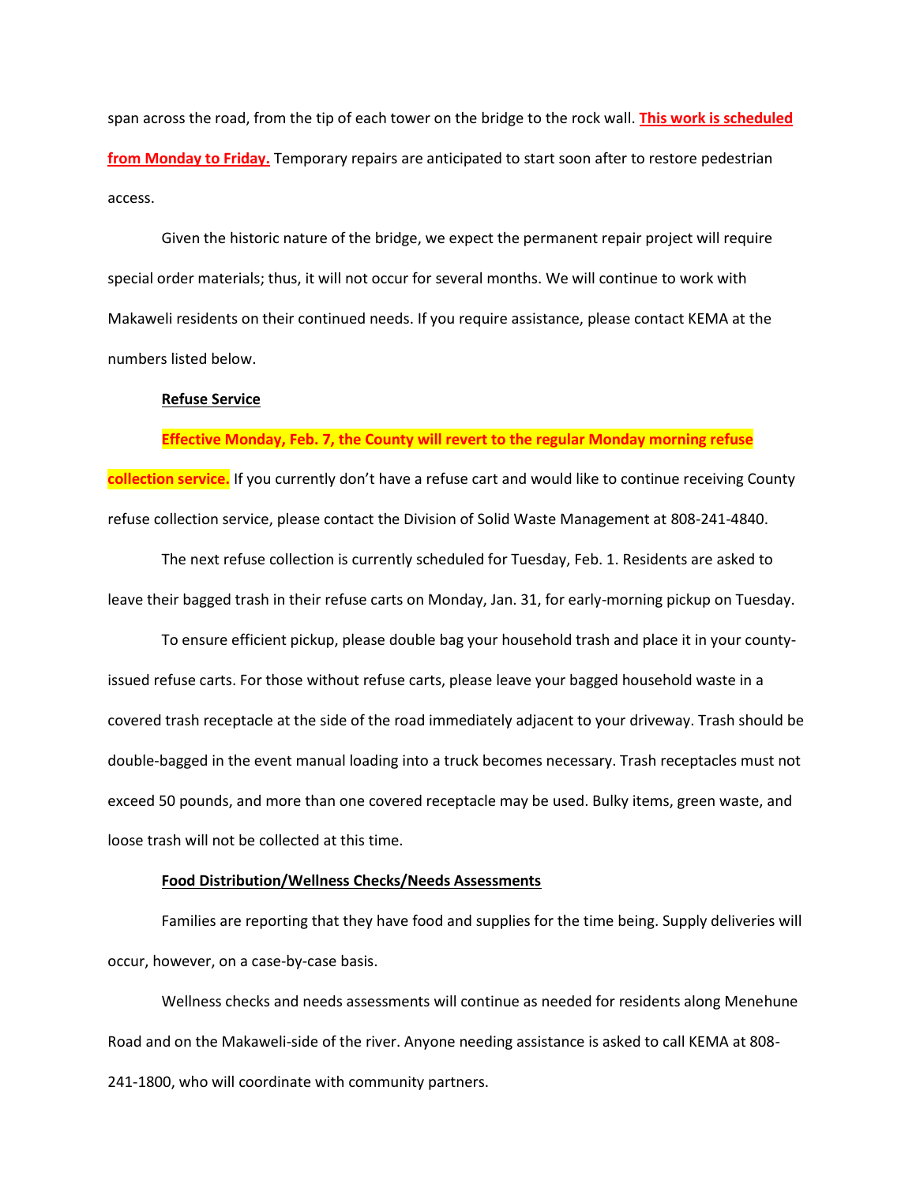span across the road, from the tip of each tower on the bridge to the rock wall. **This work is scheduled from Monday to Friday.** Temporary repairs are anticipated to start soon after to restore pedestrian access.

Given the historic nature of the bridge, we expect the permanent repair project will require special order materials; thus, it will not occur for several months. We will continue to work with Makaweli residents on their continued needs. If you require assistance, please contact KEMA at the numbers listed below.

**Refuse Service**

**Effective Monday, Feb. 7, the County will revert to the regular Monday morning refuse collection service.** If you currently don't have a refuse cart and would like to continue receiving County refuse collection service, please contact the Division of Solid Waste Management at 808-241-4840.

The next refuse collection is currently scheduled for Tuesday, Feb. 1. Residents are asked to leave their bagged trash in their refuse carts on Monday, Jan. 31, for early-morning pickup on Tuesday.

To ensure efficient pickup, please double bag your household trash and place it in your county-issued refuse carts. For those without refuse carts, please leave your bagged household waste in a covered trash receptacle at the side of the road immediately adjacent to your driveway. Trash should be double-bagged in the event manual loading into a truck becomes necessary. Trash receptacles must not exceed 50 pounds, and more than one covered receptacle may be used. Bulky items, green waste, and loose trash will not be collected at this time.

**Food Distribution/Wellness Checks/Needs Assessments**

Families are reporting that they have food and supplies for the time being. Supply deliveries will occur, however, on a case-by-case basis.

Wellness checks and needs assessments will continue as needed for residents along Menehune Road and on the Makaweli-side of the river. Anyone needing assistance is asked to call KEMA at 808-241-1800, who will coordinate with community partners.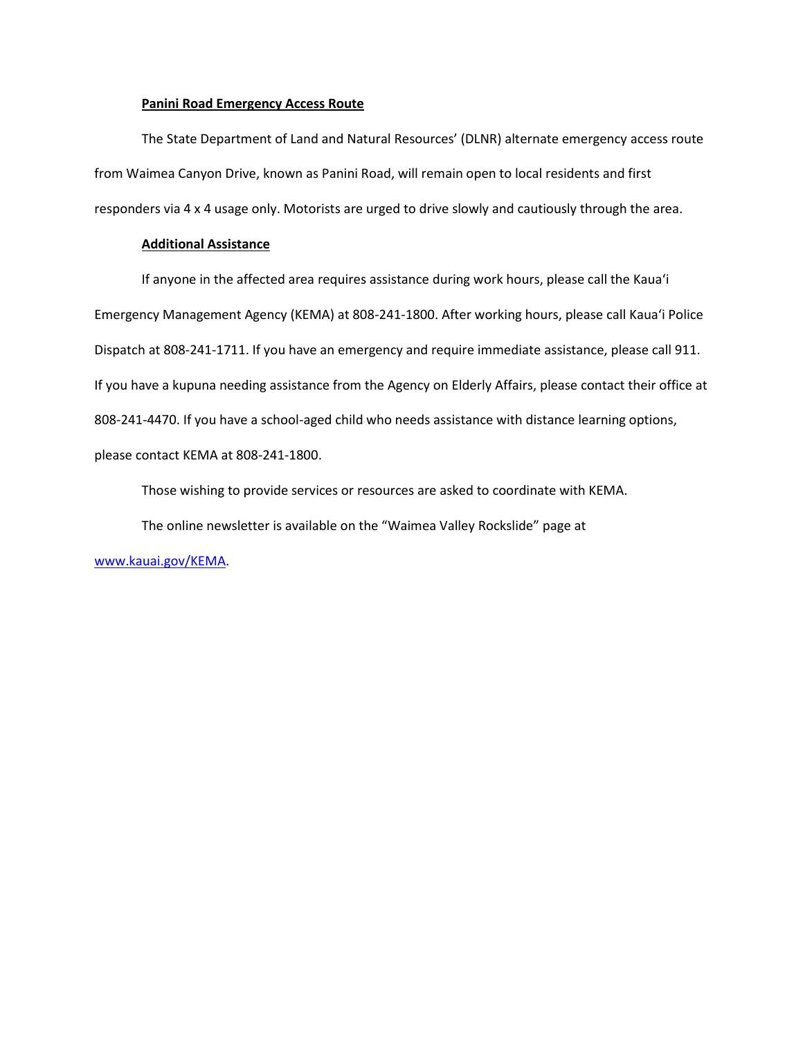**Panini Road Emergency Access Route**

The State Department of Land and Natural Resources' (DLNR) alternate emergency access route from Waimea Canyon Drive, known as Panini Road, will remain open to local residents and first responders via 4 x 4 usage only. Motorists are urged to drive slowly and cautiously through the area.

**Additional Assistance**

If anyone in the affected area requires assistance during work hours, please call the Kaua'i Emergency Management Agency (KEMA) at 808-241-1800. After working hours, please call Kaua'i Police Dispatch at 808-241-1711. If you have an emergency and require immediate assistance, please call 911. If you have a kupuna needing assistance from the Agency on Elderly Affairs, please contact their office at 808-241-4470. If you have a school-aged child who needs assistance with distance learning options, please contact KEMA at 808-241-1800.

Those wishing to provide services or resources are asked to coordinate with KEMA.

The online newsletter is available on the "Waimea Valley Rockslide" page at [www.kauai.gov/KEMA](www.kauai.gov/KEMA).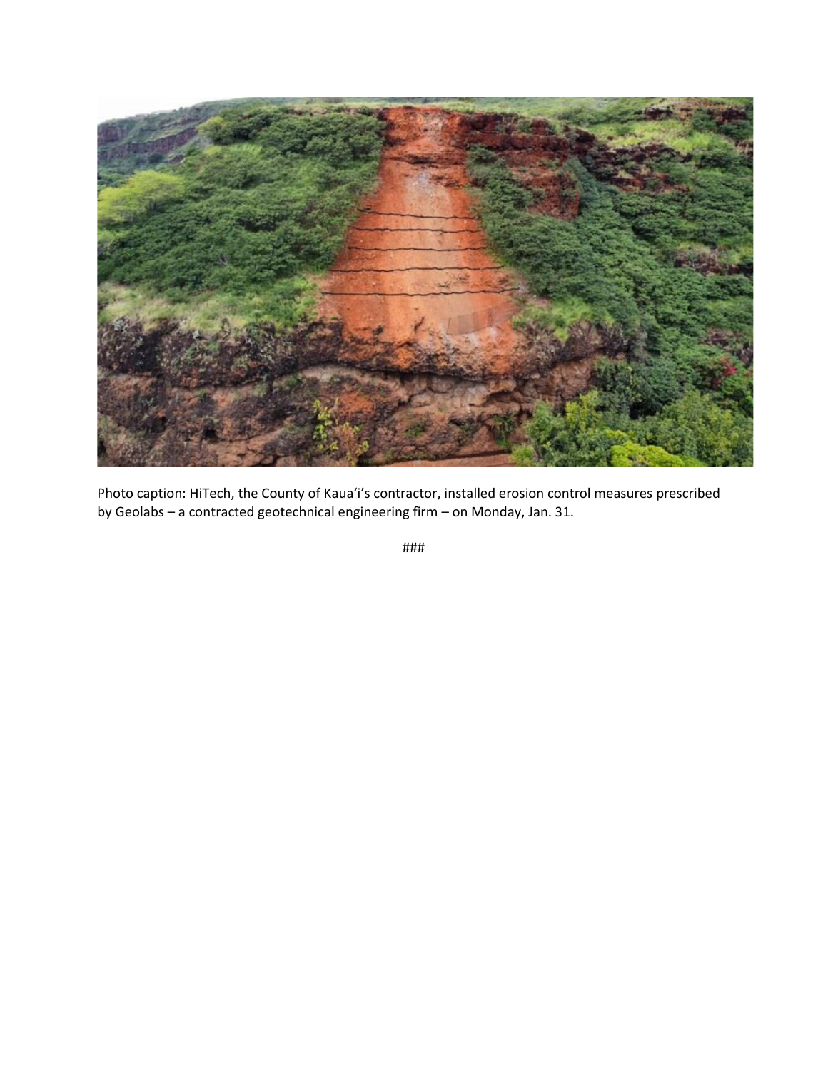Photo caption: HiTech, the County of Kaua'i's contractor, installed erosion control measures prescribed by Geolabs – a contracted geotechnical engineering firm – on Monday, Jan. 31.

###